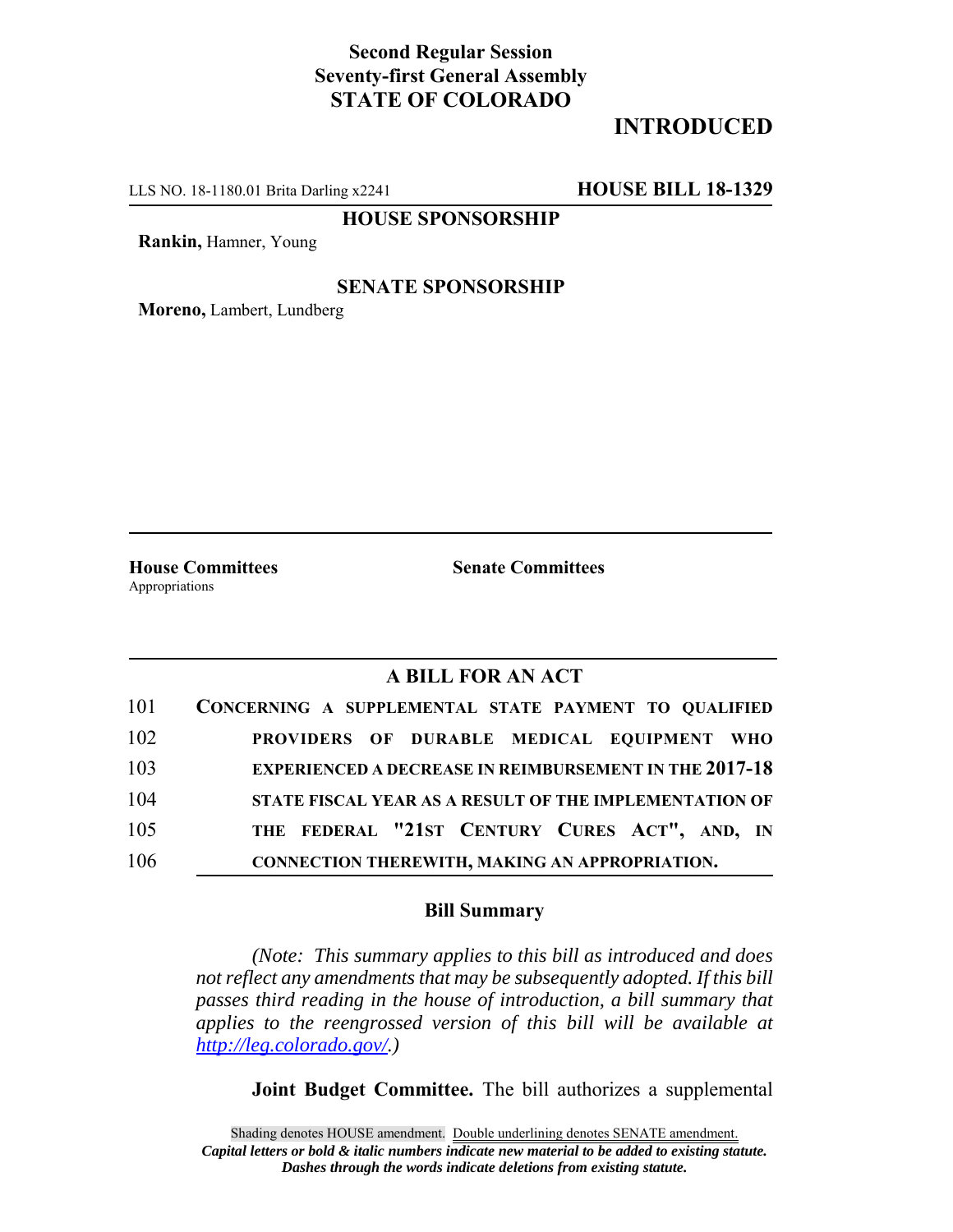**Second Regular Session**
**Seventy-first General Assembly**
**STATE OF COLORADO**

# INTRODUCED

LLS NO. 18-1180.01 Brita Darling x2241 **HOUSE BILL 18-1329**

**HOUSE SPONSORSHIP**

**Rankin,** Hamner, Young

**SENATE SPONSORSHIP**

**Moreno,** Lambert, Lundberg

**House Committees**
Appropriations

**Senate Committees**

## A BILL FOR AN ACT

101 CONCERNING A SUPPLEMENTAL STATE PAYMENT TO QUALIFIED
102 PROVIDERS OF DURABLE MEDICAL EQUIPMENT WHO
103 EXPERIENCED A DECREASE IN REIMBURSEMENT IN THE **2017-18**
104 STATE FISCAL YEAR AS A RESULT OF THE IMPLEMENTATION OF
105 THE FEDERAL "21ST CENTURY CURES ACT", AND, IN
106 CONNECTION THEREWITH, MAKING AN APPROPRIATION.

### Bill Summary

*(Note: This summary applies to this bill as introduced and does not reflect any amendments that may be subsequently adopted. If this bill passes third reading in the house of introduction, a bill summary that applies to the reengrossed version of this bill will be available at http://leg.colorado.gov/.)*

**Joint Budget Committee.** The bill authorizes a supplemental

Shading denotes HOUSE amendment. Double underlining denotes SENATE amendment.
*Capital letters or bold & italic numbers indicate new material to be added to existing statute.*
*Dashes through the words indicate deletions from existing statute.*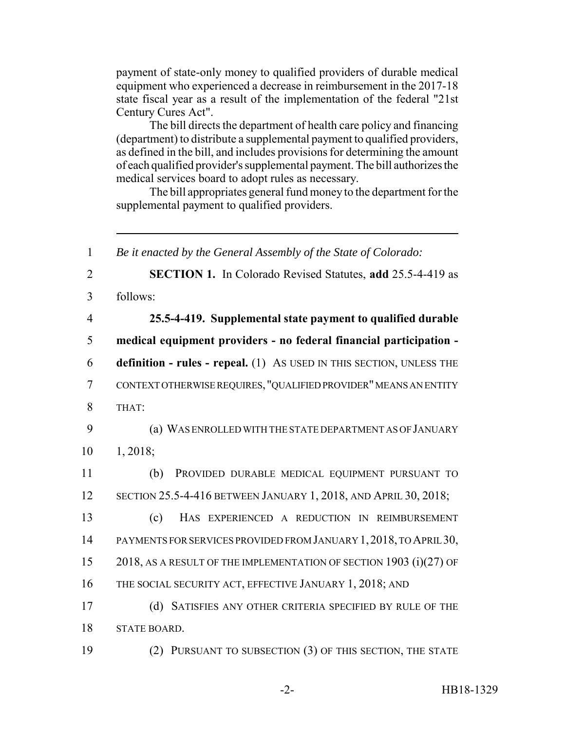payment of state-only money to qualified providers of durable medical equipment who experienced a decrease in reimbursement in the 2017-18 state fiscal year as a result of the implementation of the federal "21st Century Cures Act".

The bill directs the department of health care policy and financing (department) to distribute a supplemental payment to qualified providers, as defined in the bill, and includes provisions for determining the amount of each qualified provider's supplemental payment. The bill authorizes the medical services board to adopt rules as necessary.

The bill appropriates general fund money to the department for the supplemental payment to qualified providers.

---

1 *Be it enacted by the General Assembly of the State of Colorado:*

2 **SECTION 1.** In Colorado Revised Statutes, **add** 25.5-4-419 as
3 follows:

4 **25.5-4-419. Supplemental state payment to qualified durable**
5 **medical equipment providers - no federal financial participation -**
6 **definition - rules - repeal.** (1) AS USED IN THIS SECTION, UNLESS THE
7 CONTEXT OTHERWISE REQUIRES, "QUALIFIED PROVIDER" MEANS AN ENTITY
8 THAT:

9 (a) WAS ENROLLED WITH THE STATE DEPARTMENT AS OF JANUARY
10 1, 2018;

11 (b) PROVIDED DURABLE MEDICAL EQUIPMENT PURSUANT TO
12 SECTION 25.5-4-416 BETWEEN JANUARY 1, 2018, AND APRIL 30, 2018;

13 (c) HAS EXPERIENCED A REDUCTION IN REIMBURSEMENT
14 PAYMENTS FOR SERVICES PROVIDED FROM JANUARY 1, 2018, TO APRIL 30,
15 2018, AS A RESULT OF THE IMPLEMENTATION OF SECTION 1903 (i)(27) OF
16 THE SOCIAL SECURITY ACT, EFFECTIVE JANUARY 1, 2018; AND

17 (d) SATISFIES ANY OTHER CRITERIA SPECIFIED BY RULE OF THE
18 STATE BOARD.

19 (2) PURSUANT TO SUBSECTION (3) OF THIS SECTION, THE STATE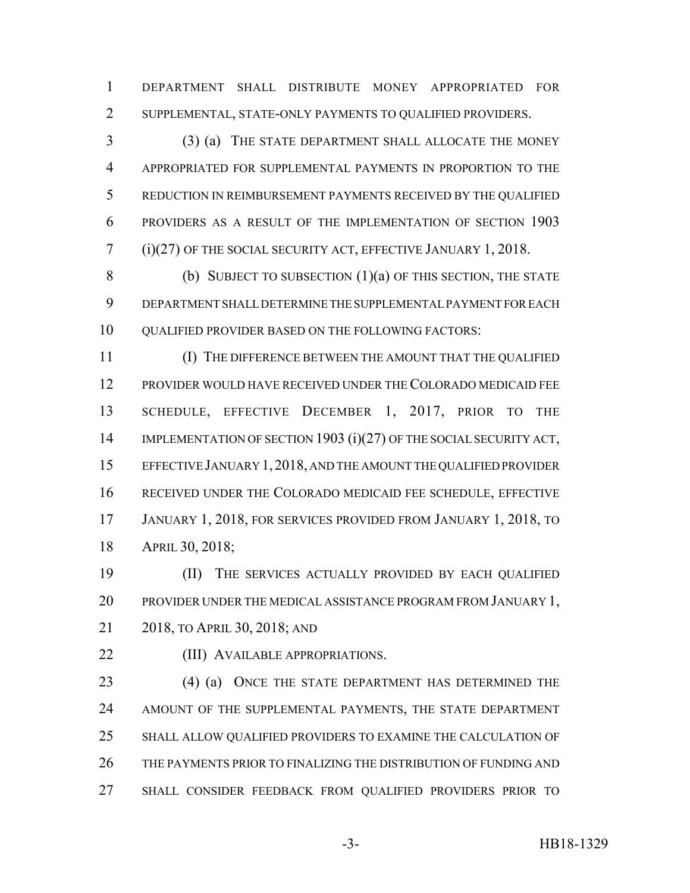DEPARTMENT SHALL DISTRIBUTE MONEY APPROPRIATED FOR SUPPLEMENTAL, STATE-ONLY PAYMENTS TO QUALIFIED PROVIDERS.

(3) (a) THE STATE DEPARTMENT SHALL ALLOCATE THE MONEY APPROPRIATED FOR SUPPLEMENTAL PAYMENTS IN PROPORTION TO THE REDUCTION IN REIMBURSEMENT PAYMENTS RECEIVED BY THE QUALIFIED PROVIDERS AS A RESULT OF THE IMPLEMENTATION OF SECTION 1903 (i)(27) OF THE SOCIAL SECURITY ACT, EFFECTIVE JANUARY 1, 2018.

(b) SUBJECT TO SUBSECTION (1)(a) OF THIS SECTION, THE STATE DEPARTMENT SHALL DETERMINE THE SUPPLEMENTAL PAYMENT FOR EACH QUALIFIED PROVIDER BASED ON THE FOLLOWING FACTORS:

(I) THE DIFFERENCE BETWEEN THE AMOUNT THAT THE QUALIFIED PROVIDER WOULD HAVE RECEIVED UNDER THE COLORADO MEDICAID FEE SCHEDULE, EFFECTIVE DECEMBER 1, 2017, PRIOR TO THE IMPLEMENTATION OF SECTION 1903 (i)(27) OF THE SOCIAL SECURITY ACT, EFFECTIVE JANUARY 1, 2018, AND THE AMOUNT THE QUALIFIED PROVIDER RECEIVED UNDER THE COLORADO MEDICAID FEE SCHEDULE, EFFECTIVE JANUARY 1, 2018, FOR SERVICES PROVIDED FROM JANUARY 1, 2018, TO APRIL 30, 2018;

(II) THE SERVICES ACTUALLY PROVIDED BY EACH QUALIFIED PROVIDER UNDER THE MEDICAL ASSISTANCE PROGRAM FROM JANUARY 1, 2018, TO APRIL 30, 2018; AND

(III) AVAILABLE APPROPRIATIONS.

(4) (a) ONCE THE STATE DEPARTMENT HAS DETERMINED THE AMOUNT OF THE SUPPLEMENTAL PAYMENTS, THE STATE DEPARTMENT SHALL ALLOW QUALIFIED PROVIDERS TO EXAMINE THE CALCULATION OF THE PAYMENTS PRIOR TO FINALIZING THE DISTRIBUTION OF FUNDING AND SHALL CONSIDER FEEDBACK FROM QUALIFIED PROVIDERS PRIOR TO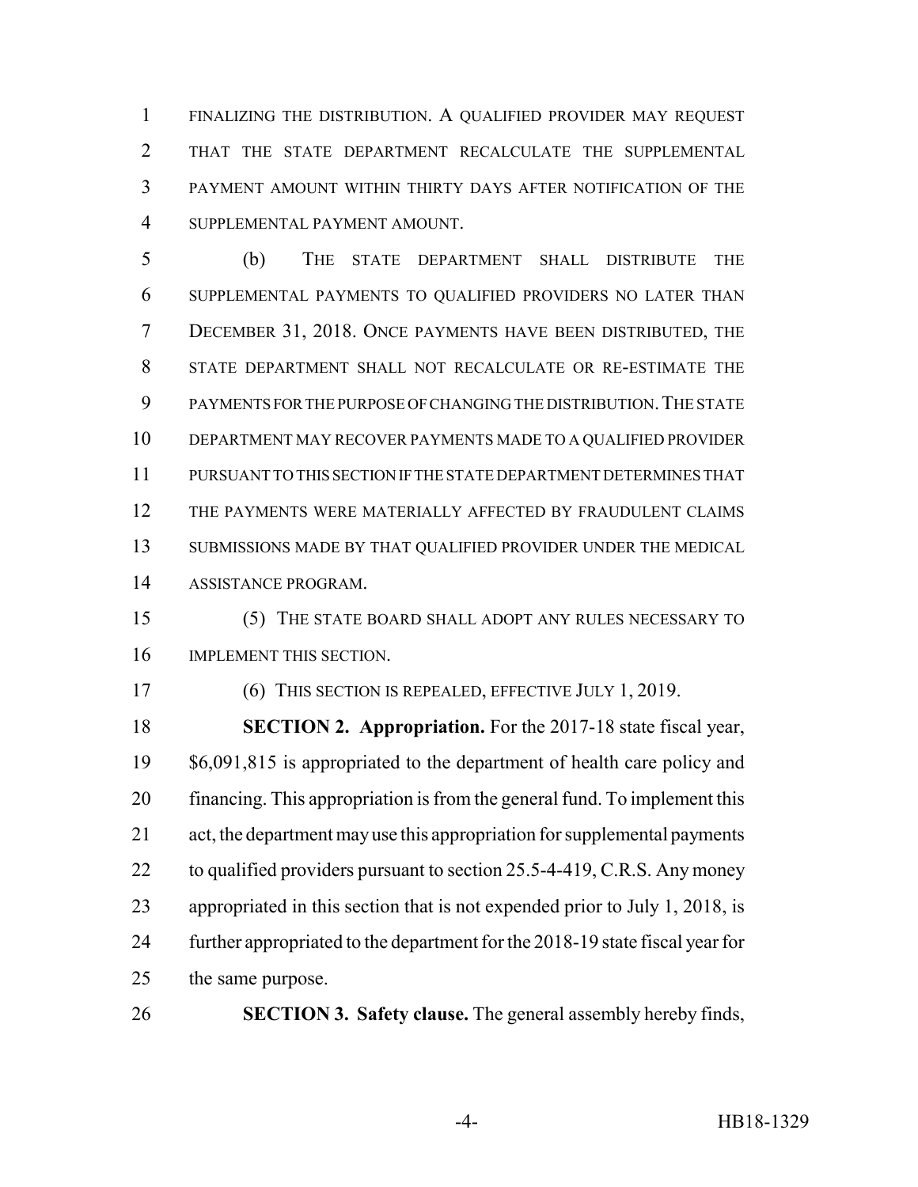FINALIZING THE DISTRIBUTION. A QUALIFIED PROVIDER MAY REQUEST THAT THE STATE DEPARTMENT RECALCULATE THE SUPPLEMENTAL PAYMENT AMOUNT WITHIN THIRTY DAYS AFTER NOTIFICATION OF THE SUPPLEMENTAL PAYMENT AMOUNT.

(b) THE STATE DEPARTMENT SHALL DISTRIBUTE THE SUPPLEMENTAL PAYMENTS TO QUALIFIED PROVIDERS NO LATER THAN DECEMBER 31, 2018. ONCE PAYMENTS HAVE BEEN DISTRIBUTED, THE STATE DEPARTMENT SHALL NOT RECALCULATE OR RE-ESTIMATE THE PAYMENTS FOR THE PURPOSE OF CHANGING THE DISTRIBUTION. THE STATE DEPARTMENT MAY RECOVER PAYMENTS MADE TO A QUALIFIED PROVIDER PURSUANT TO THIS SECTION IF THE STATE DEPARTMENT DETERMINES THAT THE PAYMENTS WERE MATERIALLY AFFECTED BY FRAUDULENT CLAIMS SUBMISSIONS MADE BY THAT QUALIFIED PROVIDER UNDER THE MEDICAL ASSISTANCE PROGRAM.

(5) THE STATE BOARD SHALL ADOPT ANY RULES NECESSARY TO IMPLEMENT THIS SECTION.

(6) THIS SECTION IS REPEALED, EFFECTIVE JULY 1, 2019.

**SECTION 2. Appropriation.** For the 2017-18 state fiscal year, $6,091,815 is appropriated to the department of health care policy and financing. This appropriation is from the general fund. To implement this act, the department may use this appropriation for supplemental payments to qualified providers pursuant to section 25.5-4-419, C.R.S. Any money appropriated in this section that is not expended prior to July 1, 2018, is further appropriated to the department for the 2018-19 state fiscal year for the same purpose.

**SECTION 3. Safety clause.** The general assembly hereby finds,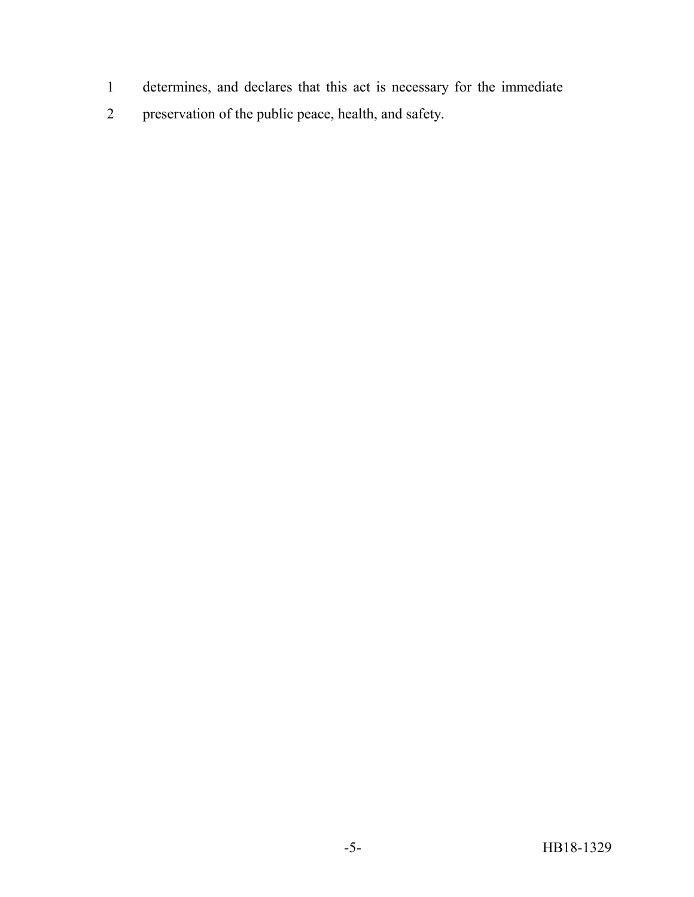determines, and declares that this act is necessary for the immediate preservation of the public peace, health, and safety.